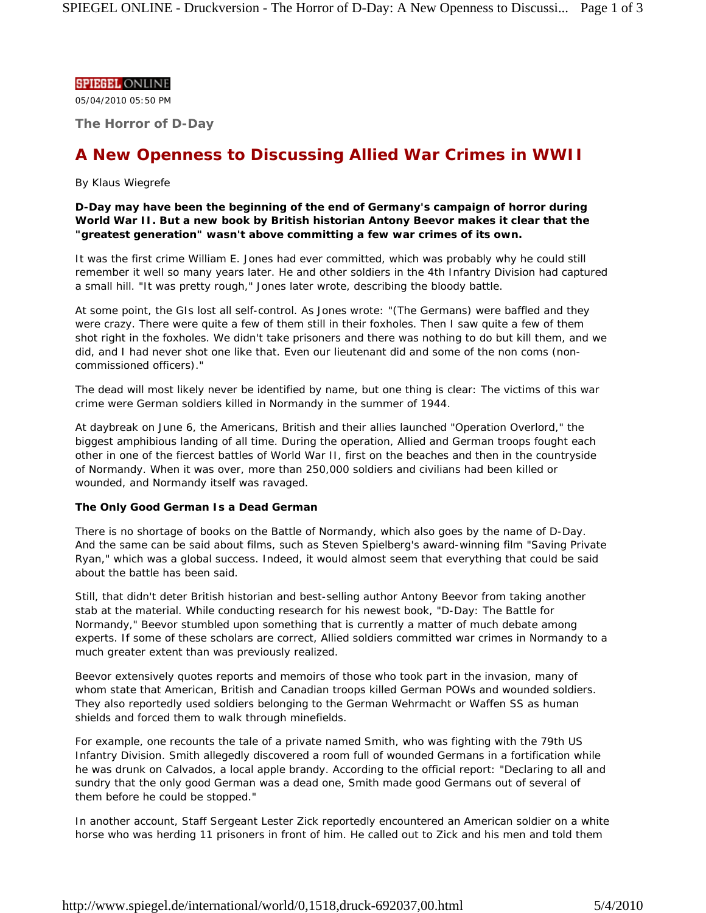SPIEGEL ONLINE

05/04/2010 05:50 PM

### The Horror of D-Day

# A New Openness to Discussing Allied War Crimes in WWII

By Klaus Wiegrefe

**D-Day may have been the beginning of the end of Germany's campaign of horror during World War II. But a new book by British historian Antony Beevor makes it clear that the "greatest generation" wasn't above committing a few war crimes of its own.**

It was the first crime William E. Jones had ever committed, which was probably why he could still remember it well so many years later. He and other soldiers in the 4th Infantry Division had captured a small hill. "It was pretty rough," Jones later wrote, describing the bloody battle.

At some point, the GIs lost all self-control. As Jones wrote: "(The Germans) were baffled and they were crazy. There were quite a few of them still in their foxholes. Then I saw quite a few of them shot right in the foxholes. We didn't take prisoners and there was nothing to do but kill them, and we did, and I had never shot one like that. Even our lieutenant did and some of the non coms (non-commissioned officers)."

The dead will most likely never be identified by name, but one thing is clear: The victims of this war crime were German soldiers killed in Normandy in the summer of 1944.

At daybreak on June 6, the Americans, British and their allies launched "Operation Overlord," the biggest amphibious landing of all time. During the operation, Allied and German troops fought each other in one of the fiercest battles of World War II, first on the beaches and then in the countryside of Normandy. When it was over, more than 250,000 soldiers and civilians had been killed or wounded, and Normandy itself was ravaged.

**The Only Good German Is a Dead German**

There is no shortage of books on the Battle of Normandy, which also goes by the name of D-Day. And the same can be said about films, such as Steven Spielberg's award-winning film "Saving Private Ryan," which was a global success. Indeed, it would almost seem that everything that could be said about the battle has been said.

Still, that didn't deter British historian and best-selling author Antony Beevor from taking another stab at the material. While conducting research for his newest book, "D-Day: The Battle for Normandy," Beevor stumbled upon something that is currently a matter of much debate among experts. If some of these scholars are correct, Allied soldiers committed war crimes in Normandy to a much greater extent than was previously realized.

Beevor extensively quotes reports and memoirs of those who took part in the invasion, many of whom state that American, British and Canadian troops killed German POWs and wounded soldiers. They also reportedly used soldiers belonging to the German Wehrmacht or Waffen SS as human shields and forced them to walk through minefields.

For example, one recounts the tale of a private named Smith, who was fighting with the 79th US Infantry Division. Smith allegedly discovered a room full of wounded Germans in a fortification while he was drunk on Calvados, a local apple brandy. According to the official report: "Declaring to all and sundry that the only good German was a dead one, Smith made good Germans out of several of them before he could be stopped."

In another account, Staff Sergeant Lester Zick reportedly encountered an American soldier on a white horse who was herding 11 prisoners in front of him. He called out to Zick and his men and told them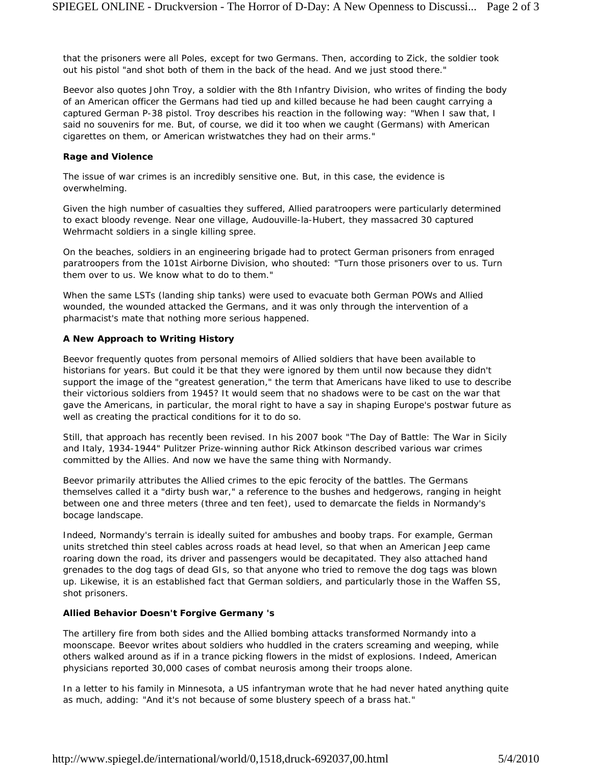that the prisoners were all Poles, except for two Germans. Then, according to Zick, the soldier took out his pistol "and shot both of them in the back of the head. And we just stood there."

Beevor also quotes John Troy, a soldier with the 8th Infantry Division, who writes of finding the body of an American officer the Germans had tied up and killed because he had been caught carrying a captured German P-38 pistol. Troy describes his reaction in the following way: "When I saw that, I said no souvenirs for me. But, of course, we did it too when we caught (Germans) with American cigarettes on them, or American wristwatches they had on their arms."

**Rage and Violence**

The issue of war crimes is an incredibly sensitive one. But, in this case, the evidence is overwhelming.

Given the high number of casualties they suffered, Allied paratroopers were particularly determined to exact bloody revenge. Near one village, Audouville-la-Hubert, they massacred 30 captured Wehrmacht soldiers in a single killing spree.

On the beaches, soldiers in an engineering brigade had to protect German prisoners from enraged paratroopers from the 101st Airborne Division, who shouted: "Turn those prisoners over to us. Turn them over to us. We know what to do to them."

When the same LSTs (landing ship tanks) were used to evacuate both German POWs and Allied wounded, the wounded attacked the Germans, and it was only through the intervention of a pharmacist's mate that nothing more serious happened.

**A New Approach to Writing History**

Beevor frequently quotes from personal memoirs of Allied soldiers that have been available to historians for years. But could it be that they were ignored by them until now because they didn't support the image of the "greatest generation," the term that Americans have liked to use to describe their victorious soldiers from 1945? It would seem that no shadows were to be cast on the war that gave the Americans, in particular, the moral right to have a say in shaping Europe's postwar future as well as creating the practical conditions for it to do so.

Still, that approach has recently been revised. In his 2007 book "The Day of Battle: The War in Sicily and Italy, 1934-1944" Pulitzer Prize-winning author Rick Atkinson described various war crimes committed by the Allies. And now we have the same thing with Normandy.

Beevor primarily attributes the Allied crimes to the epic ferocity of the battles. The Germans themselves called it a "dirty bush war," a reference to the bushes and hedgerows, ranging in height between one and three meters (three and ten feet), used to demarcate the fields in Normandy's bocage landscape.

Indeed, Normandy's terrain is ideally suited for ambushes and booby traps. For example, German units stretched thin steel cables across roads at head level, so that when an American Jeep came roaring down the road, its driver and passengers would be decapitated. They also attached hand grenades to the dog tags of dead GIs, so that anyone who tried to remove the dog tags was blown up. Likewise, it is an established fact that German soldiers, and particularly those in the Waffen SS, shot prisoners.

**Allied Behavior Doesn't Forgive Germany 's**

The artillery fire from both sides and the Allied bombing attacks transformed Normandy into a moonscape. Beevor writes about soldiers who huddled in the craters screaming and weeping, while others walked around as if in a trance picking flowers in the midst of explosions. Indeed, American physicians reported 30,000 cases of combat neurosis among their troops alone.

In a letter to his family in Minnesota, a US infantryman wrote that he had never hated anything quite as much, adding: "And it's not because of some blustery speech of a brass hat."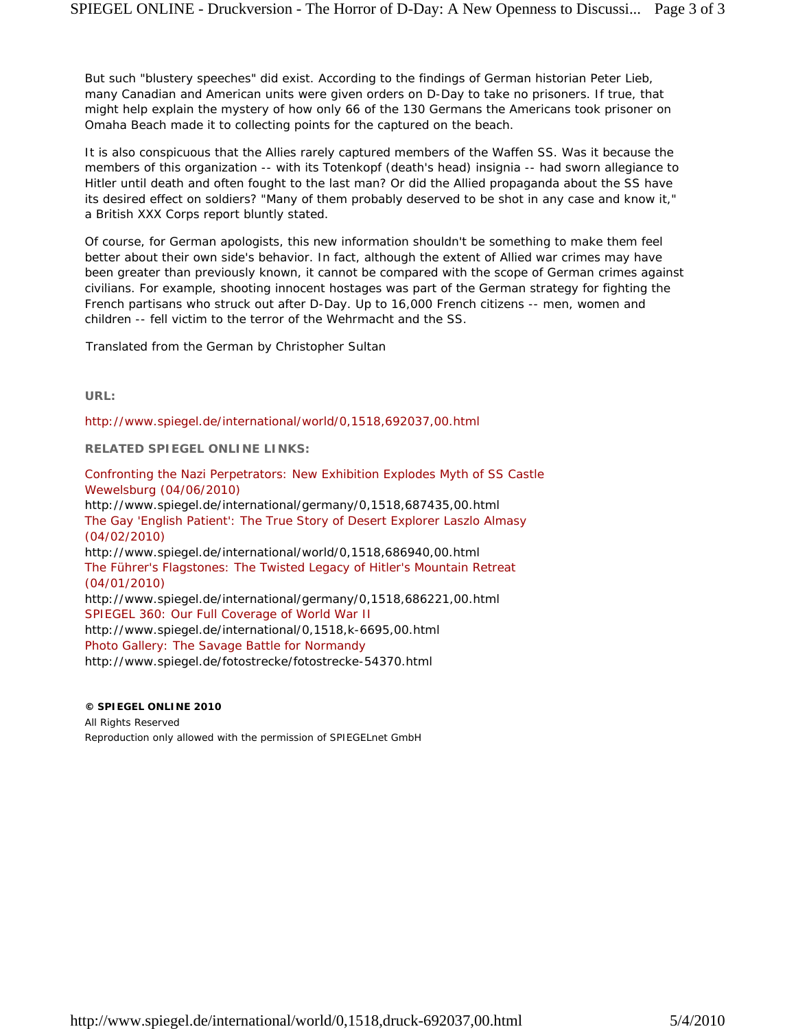But such "blustery speeches" did exist. According to the findings of German historian Peter Lieb, many Canadian and American units were given orders on D-Day to take no prisoners. If true, that might help explain the mystery of how only 66 of the 130 Germans the Americans took prisoner on Omaha Beach made it to collecting points for the captured on the beach.

It is also conspicuous that the Allies rarely captured members of the Waffen SS. Was it because the members of this organization -- with its Totenkopf (death's head) insignia -- had sworn allegiance to Hitler until death and often fought to the last man? Or did the Allied propaganda about the SS have its desired effect on soldiers? "Many of them probably deserved to be shot in any case and know it," a British XXX Corps report bluntly stated.

Of course, for German apologists, this new information shouldn't be something to make them feel better about their own side's behavior. In fact, although the extent of Allied war crimes may have been greater than previously known, it cannot be compared with the scope of German crimes against civilians. For example, shooting innocent hostages was part of the German strategy for fighting the French partisans who struck out after D-Day. Up to 16,000 French citizens -- men, women and children -- fell victim to the terror of the Wehrmacht and the SS.

Translated from the German by Christopher Sultan

**URL:**

http://www.spiegel.de/international/world/0,1518,692037,00.html

**RELATED SPIEGEL ONLINE LINKS:**

Confronting the Nazi Perpetrators: New Exhibition Explodes Myth of SS Castle Wewelsburg (04/06/2010)
http://www.spiegel.de/international/germany/0,1518,687435,00.html
The Gay 'English Patient': The True Story of Desert Explorer Laszlo Almasy (04/02/2010)
http://www.spiegel.de/international/world/0,1518,686940,00.html
The Führer's Flagstones: The Twisted Legacy of Hitler's Mountain Retreat (04/01/2010)
http://www.spiegel.de/international/germany/0,1518,686221,00.html
SPIEGEL 360: Our Full Coverage of World War II
http://www.spiegel.de/international/0,1518,k-6695,00.html
Photo Gallery: The Savage Battle for Normandy
http://www.spiegel.de/fotostrecke/fotostrecke-54370.html

**© SPIEGEL ONLINE 2010**
All Rights Reserved
Reproduction only allowed with the permission of SPIEGELnet GmbH